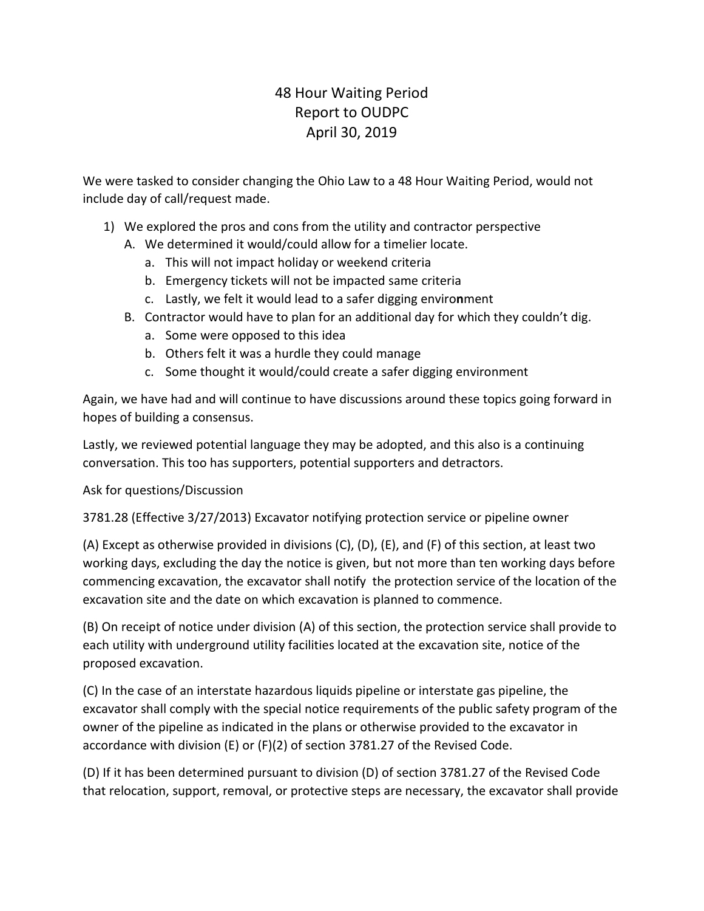# 48 Hour Waiting Period
## Report to OUDPC
## April 30, 2019

We were tasked to consider changing the Ohio Law to a 48 Hour Waiting Period, would not include day of call/request made.

1) We explored the pros and cons from the utility and contractor perspective
   A. We determined it would/could allow for a timelier locate.
      a. This will not impact holiday or weekend criteria
      b. Emergency tickets will not be impacted same criteria
      c. Lastly, we felt it would lead to a safer digging enviro**n**ment
   B. Contractor would have to plan for an additional day for which they couldn't dig.
      a. Some were opposed to this idea
      b. Others felt it was a hurdle they could manage
      c. Some thought it would/could create a safer digging environment

Again, we have had and will continue to have discussions around these topics going forward in hopes of building a consensus.

Lastly, we reviewed potential language they may be adopted, and this also is a continuing conversation. This too has supporters, potential supporters and detractors.

Ask for questions/Discussion

3781.28 (Effective 3/27/2013) Excavator notifying protection service or pipeline owner

(A) Except as otherwise provided in divisions (C), (D), (E), and (F) of this section, at least two working days, excluding the day the notice is given, but not more than ten working days before commencing excavation, the excavator shall notify the protection service of the location of the excavation site and the date on which excavation is planned to commence.

(B) On receipt of notice under division (A) of this section, the protection service shall provide to each utility with underground utility facilities located at the excavation site, notice of the proposed excavation.

(C) In the case of an interstate hazardous liquids pipeline or interstate gas pipeline, the excavator shall comply with the special notice requirements of the public safety program of the owner of the pipeline as indicated in the plans or otherwise provided to the excavator in accordance with division (E) or (F)(2) of section 3781.27 of the Revised Code.

(D) If it has been determined pursuant to division (D) of section 3781.27 of the Revised Code that relocation, support, removal, or protective steps are necessary, the excavator shall provide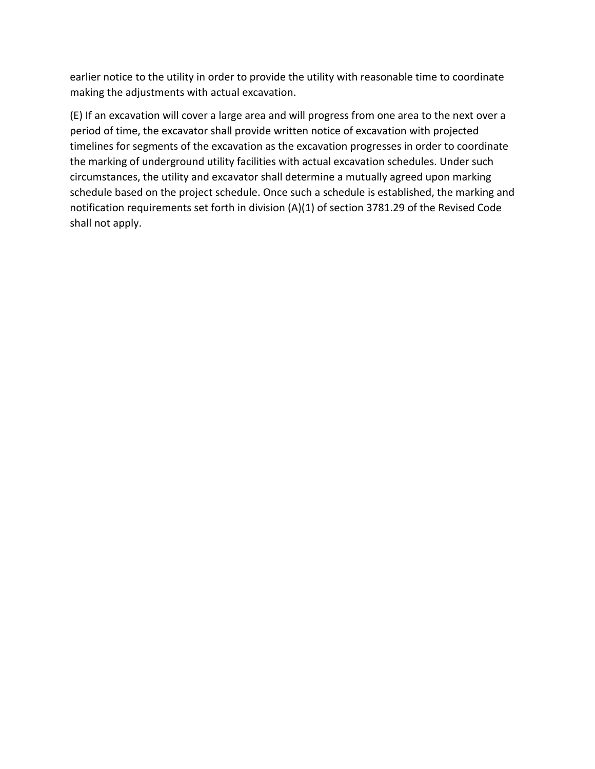earlier notice to the utility in order to provide the utility with reasonable time to coordinate making the adjustments with actual excavation.

(E) If an excavation will cover a large area and will progress from one area to the next over a period of time, the excavator shall provide written notice of excavation with projected timelines for segments of the excavation as the excavation progresses in order to coordinate the marking of underground utility facilities with actual excavation schedules. Under such circumstances, the utility and excavator shall determine a mutually agreed upon marking schedule based on the project schedule. Once such a schedule is established, the marking and notification requirements set forth in division (A)(1) of section 3781.29 of the Revised Code shall not apply.